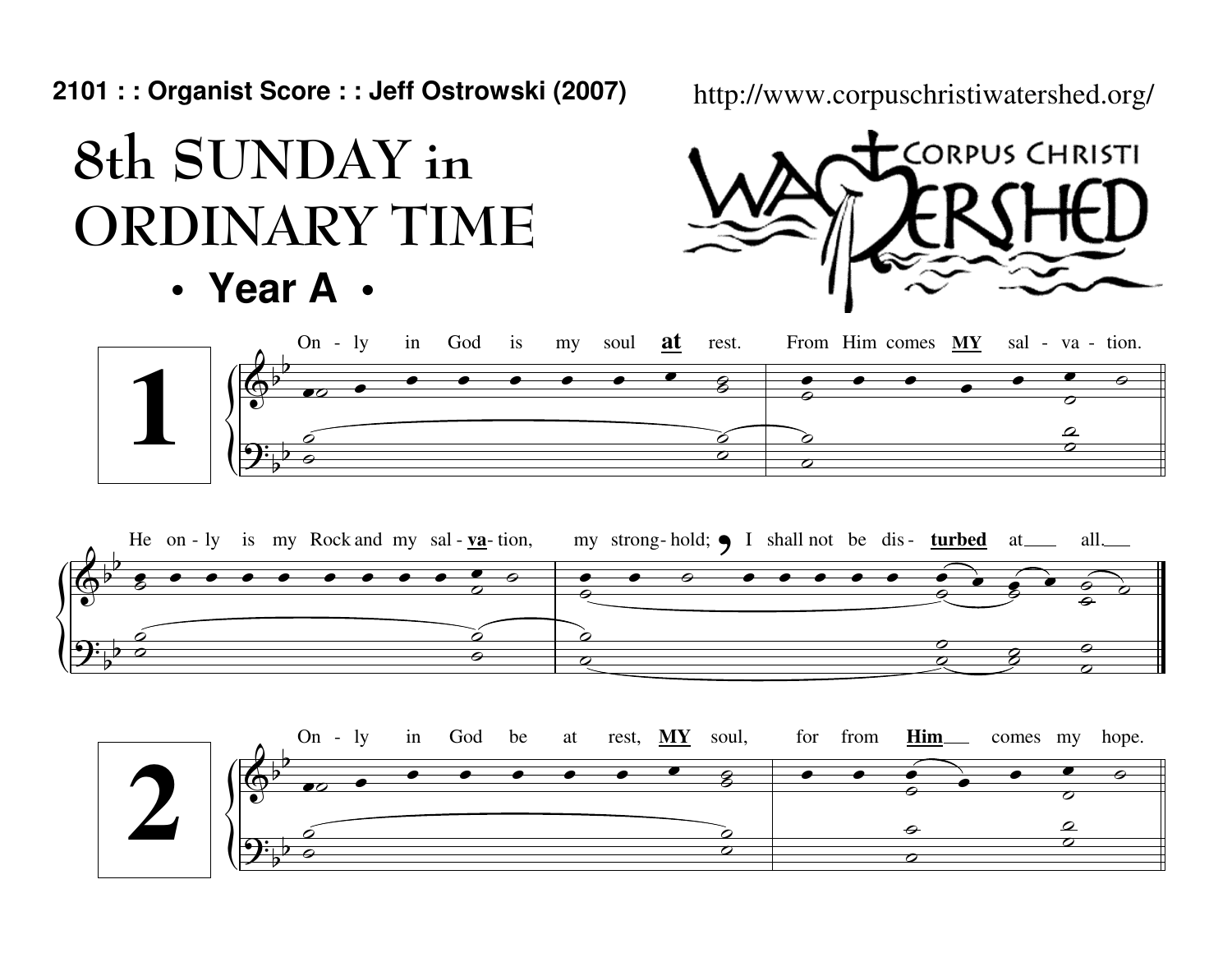**2101 : : Organist Score : : Jeff Ostrowski (2007)**

http://www.corpuschristiwatershed.org/

# 8th SUNDAY in ORDINARY TIME

## • Year A •

CORPUS CHRISTI WATERSHED

**1**

On - ly in God is my soul **at** rest. From Him comes **MY** sal - va - tion.

He on - ly is my Rock and my sal - **va** - tion, my strong - hold; I shall not be dis - **turbed** at all.

**2**

On - ly in God be at rest, **MY** soul, for from **Him** comes my hope.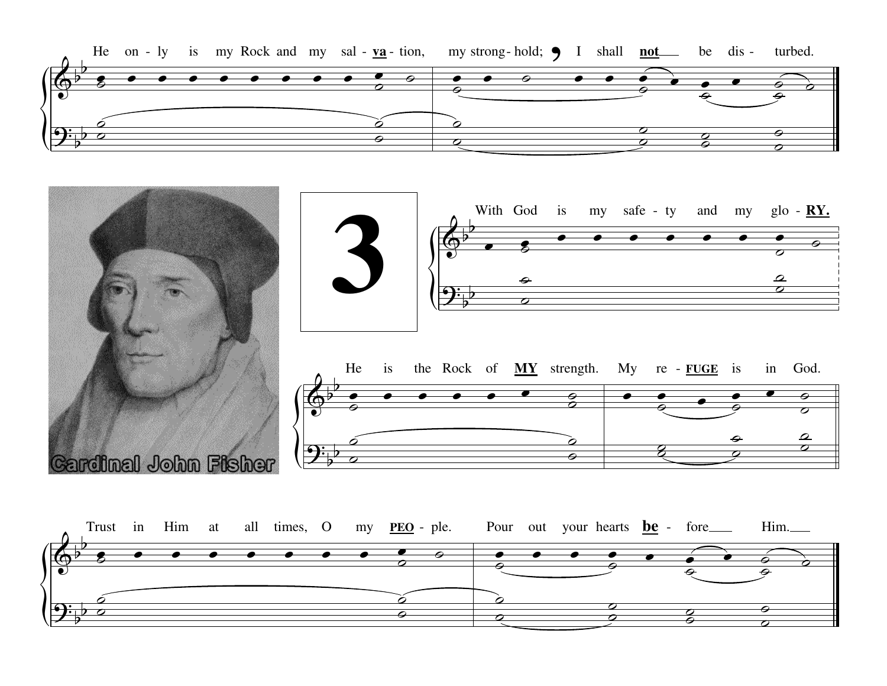He only is my Rock and my sal - **va** - tion, my strong - hold; I shall **not** be dis - turbed.

Cardinal John Fisher

# 3

With God is my safe - ty and my glo - **RY.**

He is the Rock of **MY** strength. My re - **FUGE** is in God.

Trust in Him at all times, O my **PEO** - ple. Pour out your hearts **be** - fore Him.